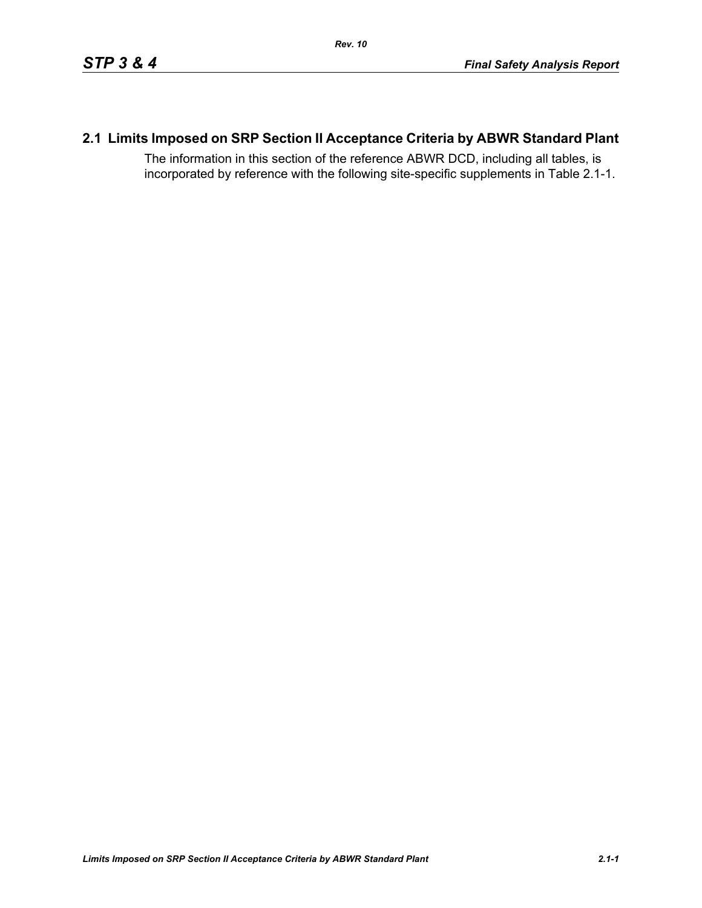## 2.1 Limits Imposed on SRP Section II Acceptance Criteria by ABWR Standard Plant

The information in this section of the reference ABWR DCD, including all tables, is incorporated by reference with the following site-specific supplements in Table 2.1-1.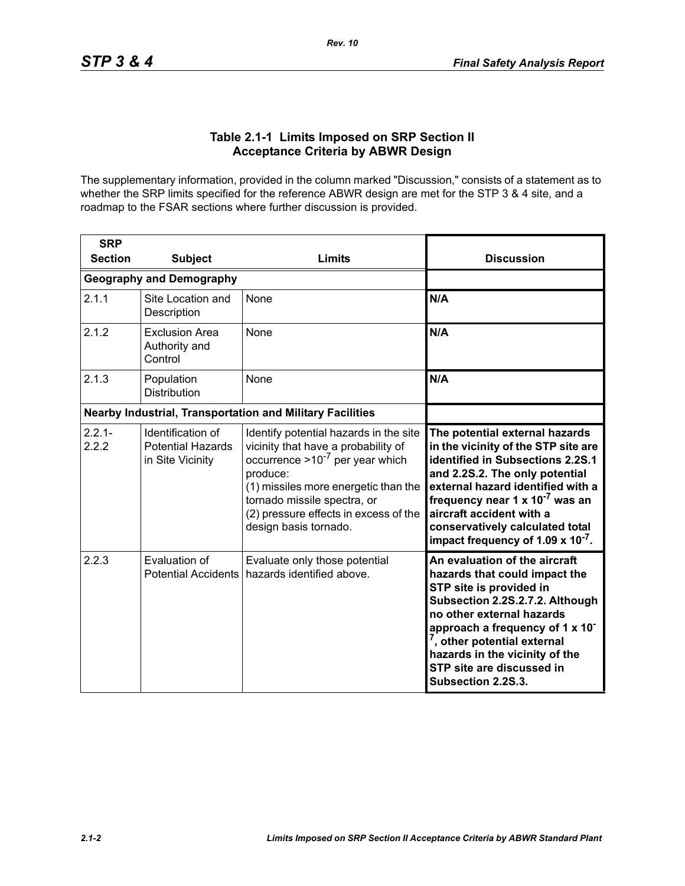### Table 2.1-1 Limits Imposed on SRP Section II Acceptance Criteria by ABWR Design

The supplementary information, provided in the column marked "Discussion," consists of a statement as to whether the SRP limits specified for the reference ABWR design are met for the STP 3 & 4 site, and a roadmap to the FSAR sections where further discussion is provided.

| SRP Section | Subject | Limits | Discussion |
|---|---|---|---|
| **Geography and Demography** | | | |
| 2.1.1 | Site Location and Description | None | **N/A** |
| 2.1.2 | Exclusion Area Authority and Control | None | **N/A** |
| 2.1.3 | Population Distribution | None | **N/A** |
| **Nearby Industrial, Transportation and Military Facilities** | | | |
| 2.2.1-2.2.2 | Identification of Potential Hazards in Site Vicinity | Identify potential hazards in the site vicinity that have a probability of occurrence $>10^{-7}$ per year which produce:<br>(1) missiles more energetic than the tornado missile spectra, or<br>(2) pressure effects in excess of the design basis tornado. | **The potential external hazards in the vicinity of the STP site are identified in Subsections 2.2S.1 and 2.2S.2. The only potential external hazard identified with a frequency near $1 \times 10^{-7}$ was an aircraft accident with a conservatively calculated total impact frequency of $1.09 \times 10^{-7}$.** |
| 2.2.3 | Evaluation of Potential Accidents | Evaluate only those potential hazards identified above. | **An evaluation of the aircraft hazards that could impact the STP site is provided in Subsection 2.2S.2.7.2. Although no other external hazards approach a frequency of $1 \times 10^{-7}$, other potential external hazards in the vicinity of the STP site are discussed in Subsection 2.2S.3.** |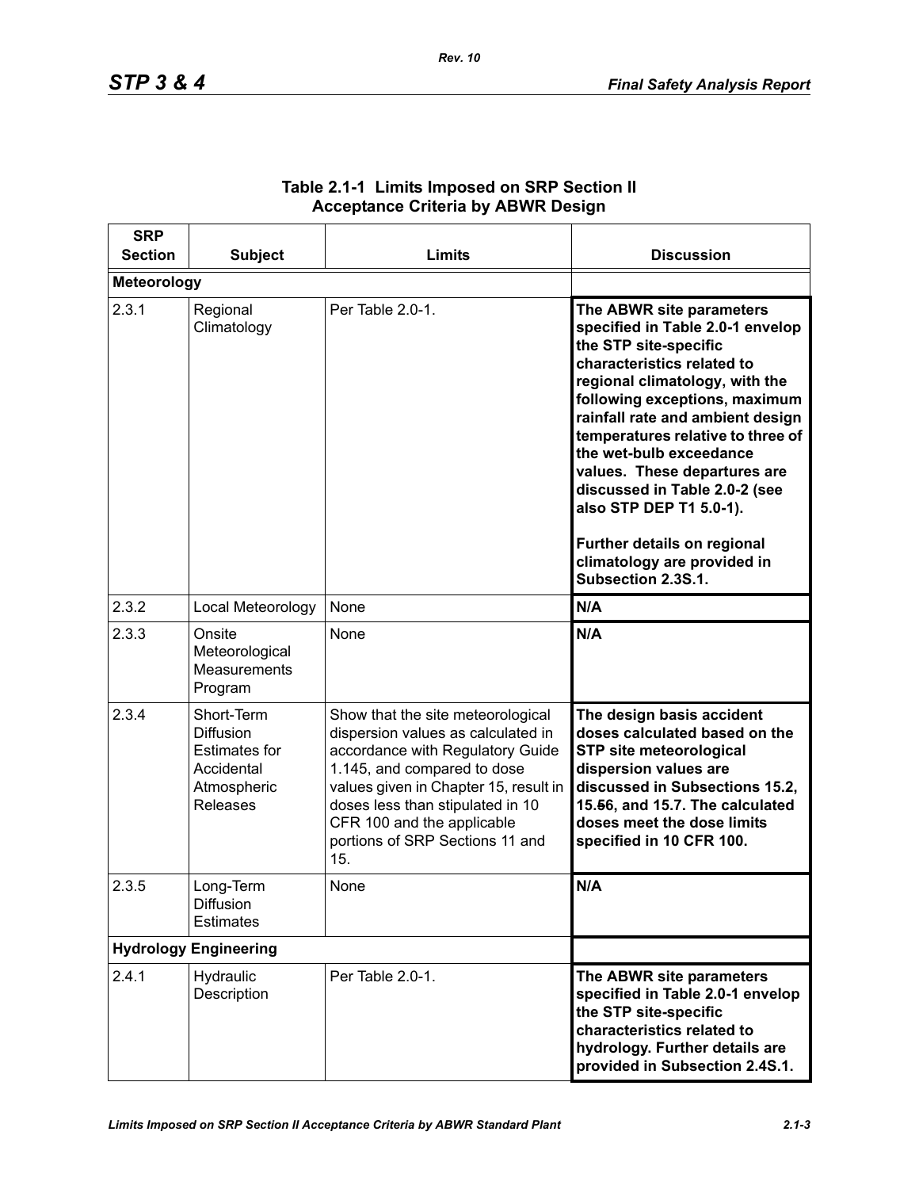**Table 2.1-1 Limits Imposed on SRP Section II Acceptance Criteria by ABWR Design**

| SRP Section | Subject | Limits | Discussion |
|---|---|---|---|
| **Meteorology** | | | |
| 2.3.1 | Regional Climatology | Per Table 2.0-1. | **The ABWR site parameters specified in Table 2.0-1 envelop the STP site-specific characteristics related to regional climatology, with the following exceptions, maximum rainfall rate and ambient design temperatures relative to three of the wet-bulb exceedance values. These departures are discussed in Table 2.0-2 (see also STP DEP T1 5.0-1).**<br><br>**Further details on regional climatology are provided in Subsection 2.3S.1.** |
| 2.3.2 | Local Meteorology | None | **N/A** |
| 2.3.3 | Onsite Meteorological Measurements Program | None | **N/A** |
| 2.3.4 | Short-Term Diffusion Estimates for Accidental Atmospheric Releases | Show that the site meteorological dispersion values as calculated in accordance with Regulatory Guide 1.145, and compared to dose values given in Chapter 15, result in doses less than stipulated in 10 CFR 100 and the applicable portions of SRP Sections 11 and 15. | **The design basis accident doses calculated based on the STP site meteorological dispersion values are discussed in Subsections 15.2, 15.~~5~~6, and 15.7. The calculated doses meet the dose limits specified in 10 CFR 100.** |
| 2.3.5 | Long-Term Diffusion Estimates | None | **N/A** |
| **Hydrology Engineering** | | | |
| 2.4.1 | Hydraulic Description | Per Table 2.0-1. | **The ABWR site parameters specified in Table 2.0-1 envelop the STP site-specific characteristics related to hydrology. Further details are provided in Subsection 2.4S.1.** |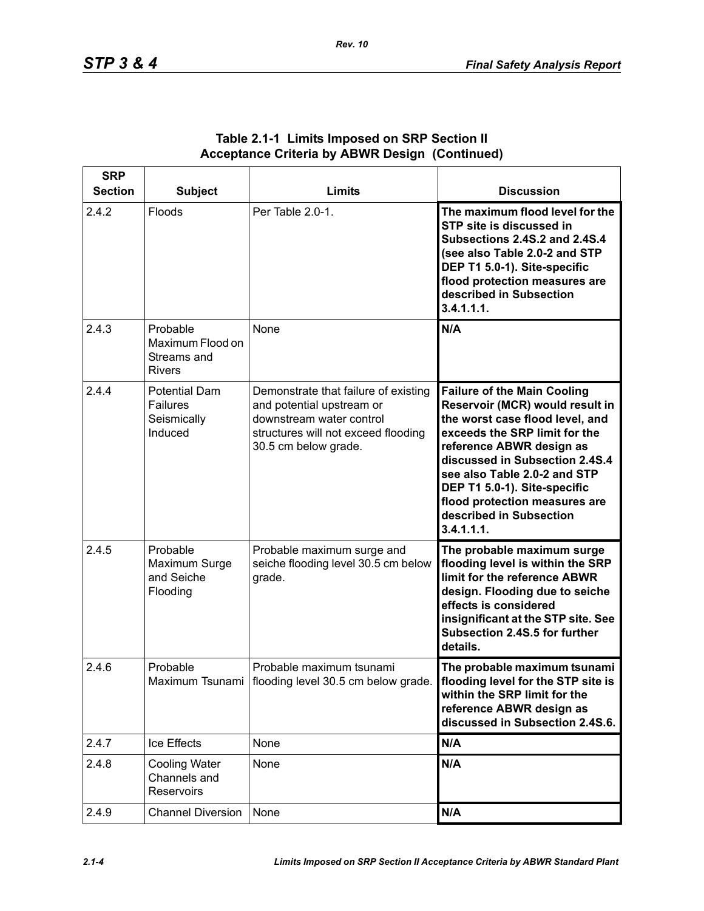**Table 2.1-1 Limits Imposed on SRP Section II Acceptance Criteria by ABWR Design (Continued)**

| SRP Section | Subject | Limits | Discussion |
|---|---|---|---|
| 2.4.2 | Floods | Per Table 2.0-1. | **The maximum flood level for the STP site is discussed in Subsections 2.4S.2 and 2.4S.4 (see also Table 2.0-2 and STP DEP T1 5.0-1). Site-specific flood protection measures are described in Subsection 3.4.1.1.1.** |
| 2.4.3 | Probable Maximum Flood on Streams and Rivers | None | **N/A** |
| 2.4.4 | Potential Dam Failures Seismically Induced | Demonstrate that failure of existing and potential upstream or downstream water control structures will not exceed flooding 30.5 cm below grade. | **Failure of the Main Cooling Reservoir (MCR) would result in the worst case flood level, and exceeds the SRP limit for the reference ABWR design as discussed in Subsection 2.4S.4 see also Table 2.0-2 and STP DEP T1 5.0-1). Site-specific flood protection measures are described in Subsection 3.4.1.1.1.** |
| 2.4.5 | Probable Maximum Surge and Seiche Flooding | Probable maximum surge and seiche flooding level 30.5 cm below grade. | **The probable maximum surge flooding level is within the SRP limit for the reference ABWR design. Flooding due to seiche effects is considered insignificant at the STP site. See Subsection 2.4S.5 for further details.** |
| 2.4.6 | Probable Maximum Tsunami | Probable maximum tsunami flooding level 30.5 cm below grade. | **The probable maximum tsunami flooding level for the STP site is within the SRP limit for the reference ABWR design as discussed in Subsection 2.4S.6.** |
| 2.4.7 | Ice Effects | None | **N/A** |
| 2.4.8 | Cooling Water Channels and Reservoirs | None | **N/A** |
| 2.4.9 | Channel Diversion | None | **N/A** |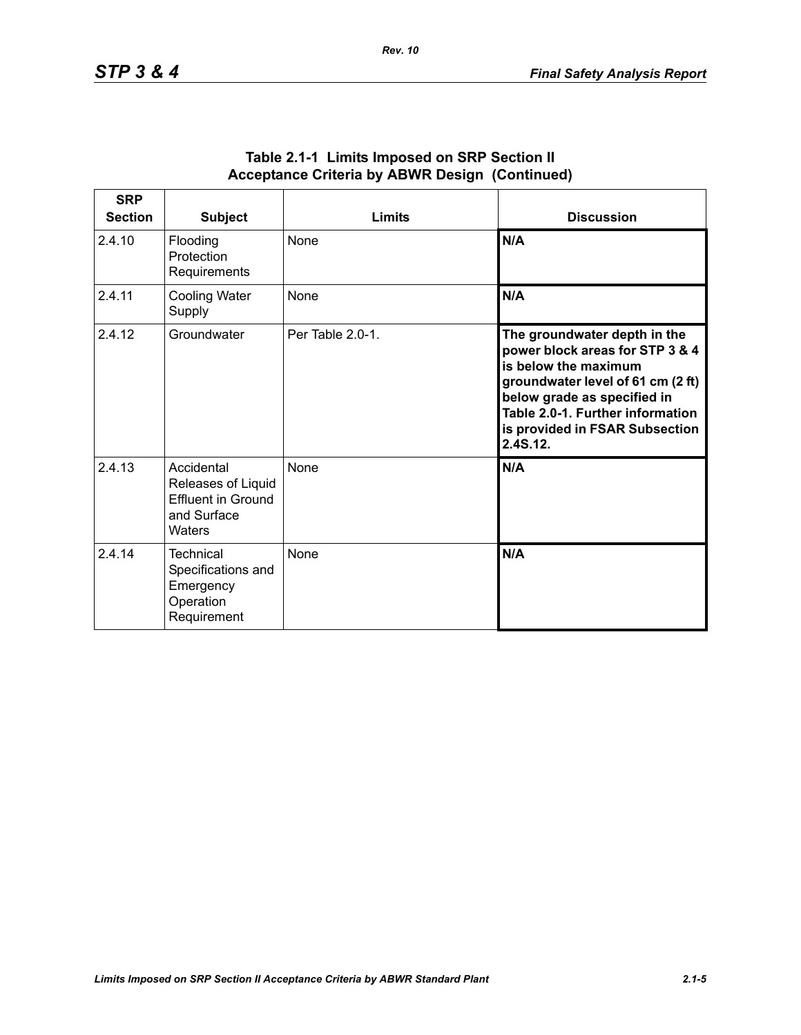**Table 2.1-1 Limits Imposed on SRP Section II Acceptance Criteria by ABWR Design (Continued)**

| SRP Section | Subject | Limits | Discussion |
|---|---|---|---|
| 2.4.10 | Flooding Protection Requirements | None | **N/A** |
| 2.4.11 | Cooling Water Supply | None | **N/A** |
| 2.4.12 | Groundwater | Per Table 2.0-1. | **The groundwater depth in the power block areas for STP 3 & 4 is below the maximum groundwater level of 61 cm (2 ft) below grade as specified in Table 2.0-1. Further information is provided in FSAR Subsection 2.4S.12.** |
| 2.4.13 | Accidental Releases of Liquid Effluent in Ground and Surface Waters | None | **N/A** |
| 2.4.14 | Technical Specifications and Emergency Operation Requirement | None | **N/A** |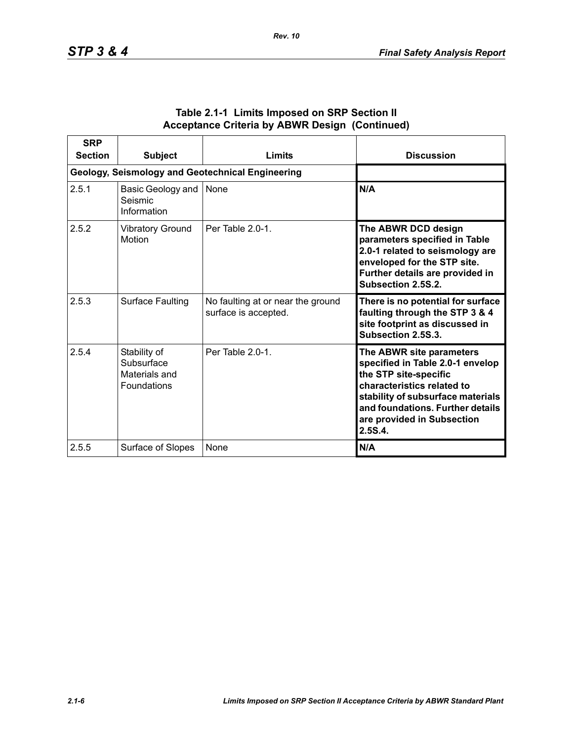**Table 2.1-1 Limits Imposed on SRP Section II Acceptance Criteria by ABWR Design (Continued)**

| SRP Section | Subject | Limits | Discussion |
|---|---|---|---|
| **Geology, Seismology and Geotechnical Engineering** | | | |
| 2.5.1 | Basic Geology and Seismic Information | None | **N/A** |
| 2.5.2 | Vibratory Ground Motion | Per Table 2.0-1. | **The ABWR DCD design parameters specified in Table 2.0-1 related to seismology are enveloped for the STP site. Further details are provided in Subsection 2.5S.2.** |
| 2.5.3 | Surface Faulting | No faulting at or near the ground surface is accepted. | **There is no potential for surface faulting through the STP 3 & 4 site footprint as discussed in Subsection 2.5S.3.** |
| 2.5.4 | Stability of Subsurface Materials and Foundations | Per Table 2.0-1. | **The ABWR site parameters specified in Table 2.0-1 envelop the STP site-specific characteristics related to stability of subsurface materials and foundations. Further details are provided in Subsection 2.5S.4.** |
| 2.5.5 | Surface of Slopes | None | **N/A** |